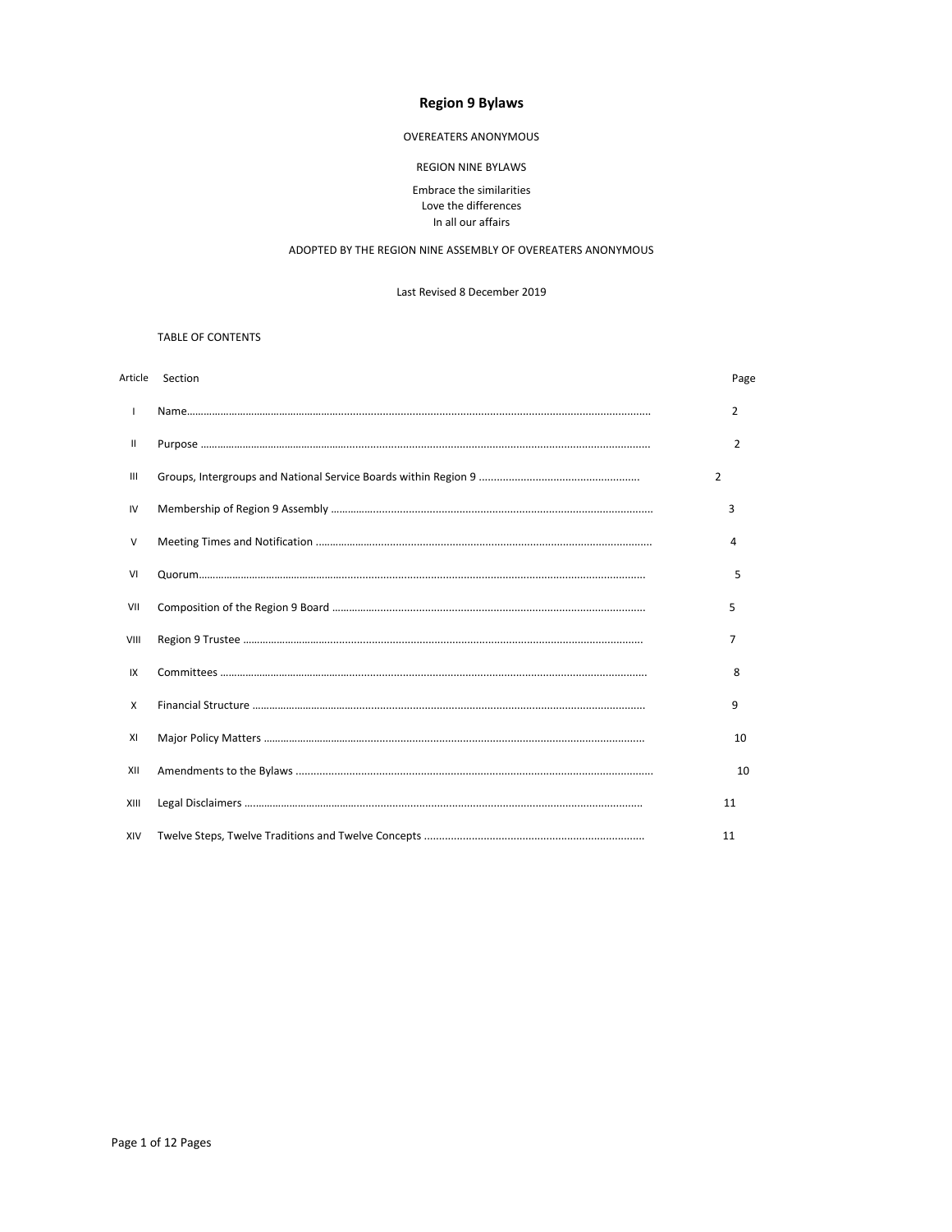# Region 9 Bylaws

OVEREATERS ANONYMOUS

REGION NINE BYLAWS

Embrace the similarities
Love the differences
In all our affairs

ADOPTED BY THE REGION NINE ASSEMBLY OF OVEREATERS ANONYMOUS

Last Revised 8 December 2019

TABLE OF CONTENTS

| Article | Section | Page |
|---|---|---|
| I | Name | 2 |
| II | Purpose | 2 |
| III | Groups, Intergroups and National Service Boards within Region 9 | 2 |
| IV | Membership of Region 9 Assembly | 3 |
| V | Meeting Times and Notification | 4 |
| VI | Quorum | 5 |
| VII | Composition of the Region 9 Board | 5 |
| VIII | Region 9 Trustee | 7 |
| IX | Committees | 8 |
| X | Financial Structure | 9 |
| XI | Major Policy Matters | 10 |
| XII | Amendments to the Bylaws | 10 |
| XIII | Legal Disclaimers | 11 |
| XIV | Twelve Steps, Twelve Traditions and Twelve Concepts | 11 |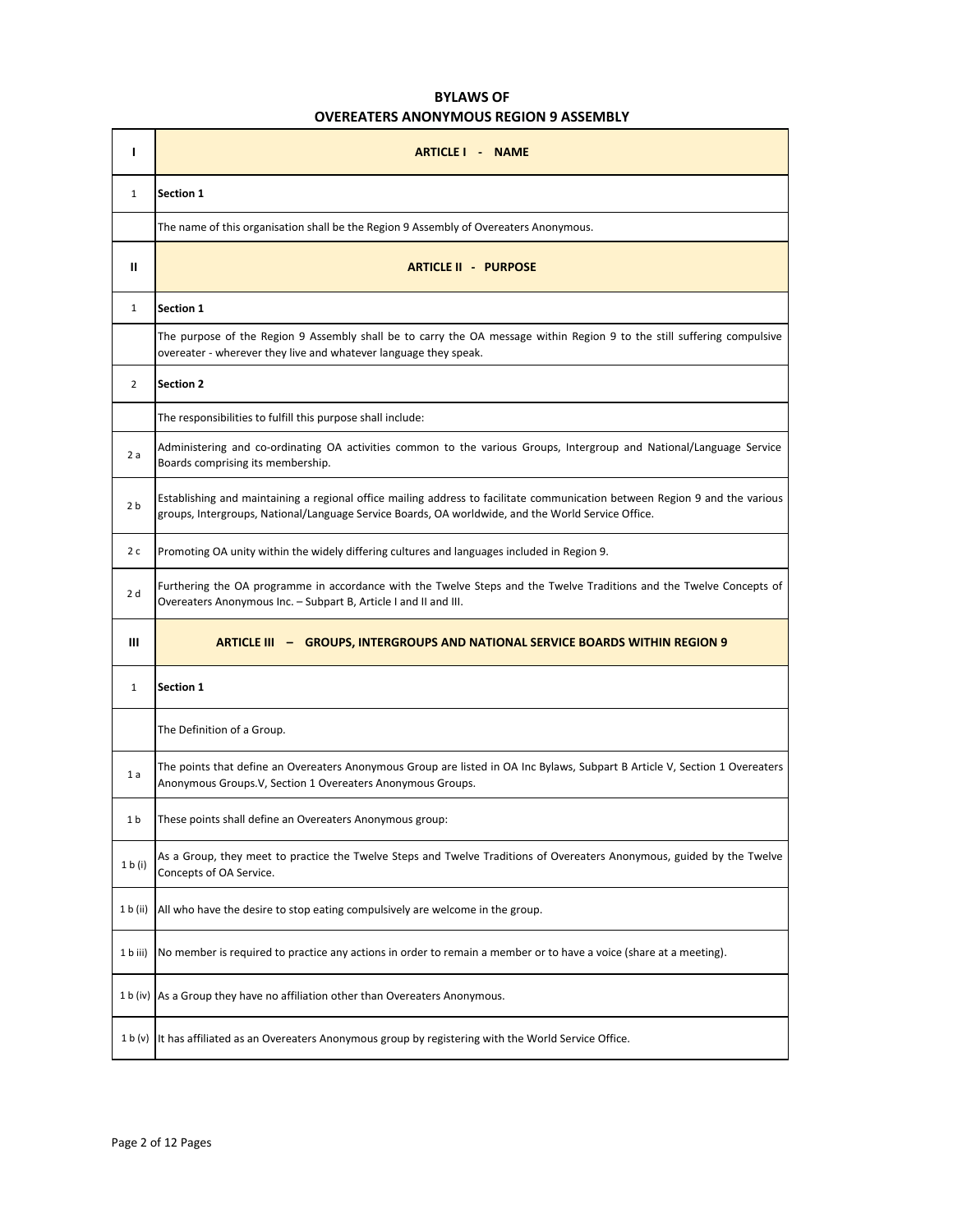# BYLAWS OF
# OVEREATERS ANONYMOUS REGION 9 ASSEMBLY

| I | ARTICLE I - NAME |
|---|---|
| 1 | **Section 1** |
| | The name of this organisation shall be the Region 9 Assembly of Overeaters Anonymous. |
| II | **ARTICLE II - PURPOSE** |
| 1 | **Section 1** |
| | The purpose of the Region 9 Assembly shall be to carry the OA message within Region 9 to the still suffering compulsive overeater - wherever they live and whatever language they speak. |
| 2 | **Section 2** |
| | The responsibilities to fulfill this purpose shall include: |
| 2 a | Administering and co-ordinating OA activities common to the various Groups, Intergroup and National/Language Service Boards comprising its membership. |
| 2 b | Establishing and maintaining a regional office mailing address to facilitate communication between Region 9 and the various groups, Intergroups, National/Language Service Boards, OA worldwide, and the World Service Office. |
| 2 c | Promoting OA unity within the widely differing cultures and languages included in Region 9. |
| 2 d | Furthering the OA programme in accordance with the Twelve Steps and the Twelve Traditions and the Twelve Concepts of Overeaters Anonymous Inc. – Subpart B, Article I and II and III. |
| III | **ARTICLE III – GROUPS, INTERGROUPS AND NATIONAL SERVICE BOARDS WITHIN REGION 9** |
| 1 | **Section 1** |
| | The Definition of a Group. |
| 1 a | The points that define an Overeaters Anonymous Group are listed in OA Inc Bylaws, Subpart B Article V, Section 1 Overeaters Anonymous Groups.V, Section 1 Overeaters Anonymous Groups. |
| 1 b | These points shall define an Overeaters Anonymous group: |
| 1 b (i) | As a Group, they meet to practice the Twelve Steps and Twelve Traditions of Overeaters Anonymous, guided by the Twelve Concepts of OA Service. |
| 1 b (ii) | All who have the desire to stop eating compulsively are welcome in the group. |
| 1 b iii) | No member is required to practice any actions in order to remain a member or to have a voice (share at a meeting). |
| 1 b (iv) | As a Group they have no affiliation other than Overeaters Anonymous. |
| 1 b (v) | It has affiliated as an Overeaters Anonymous group by registering with the World Service Office. |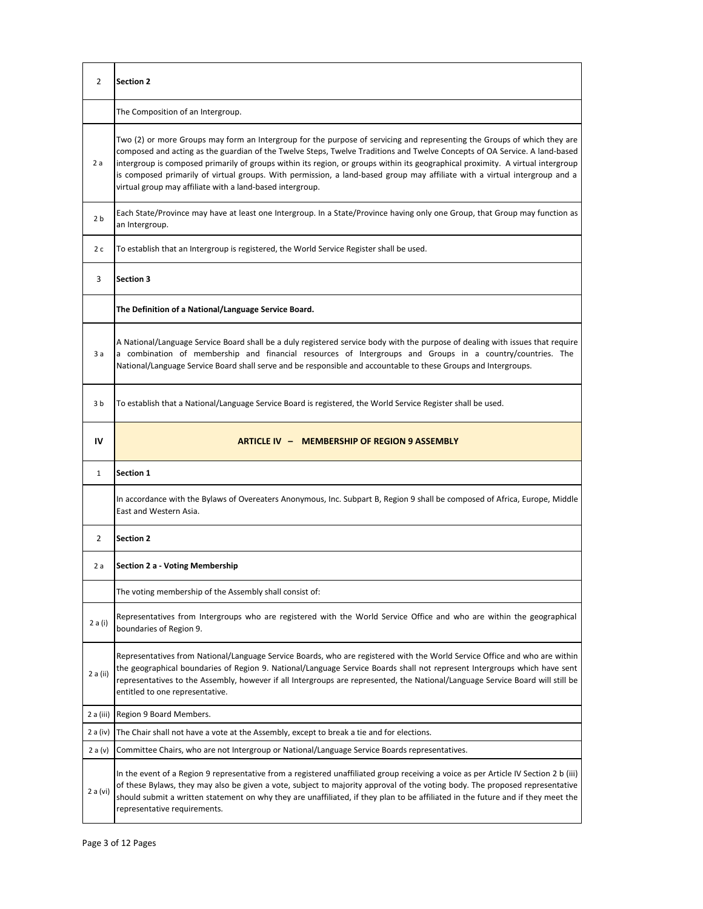| | |
|---|---|
| 2 | **Section 2** |
| | The Composition of an Intergroup. |
| 2 a | Two (2) or more Groups may form an Intergroup for the purpose of servicing and representing the Groups of which they are composed and acting as the guardian of the Twelve Steps, Twelve Traditions and Twelve Concepts of OA Service. A land-based intergroup is composed primarily of groups within its region, or groups within its geographical proximity. A virtual intergroup is composed primarily of virtual groups. With permission, a land-based group may affiliate with a virtual intergroup and a virtual group may affiliate with a land-based intergroup. |
| 2 b | Each State/Province may have at least one Intergroup. In a State/Province having only one Group, that Group may function as an Intergroup. |
| 2 c | To establish that an Intergroup is registered, the World Service Register shall be used. |
| 3 | **Section 3** |
| | **The Definition of a National/Language Service Board.** |
| 3 a | A National/Language Service Board shall be a duly registered service body with the purpose of dealing with issues that require a combination of membership and financial resources of Intergroups and Groups in a country/countries. The National/Language Service Board shall serve and be responsible and accountable to these Groups and Intergroups. |
| 3 b | To establish that a National/Language Service Board is registered, the World Service Register shall be used. |
| **IV** | **ARTICLE IV – MEMBERSHIP OF REGION 9 ASSEMBLY** |
| 1 | **Section 1** |
| | In accordance with the Bylaws of Overeaters Anonymous, Inc. Subpart B, Region 9 shall be composed of Africa, Europe, Middle East and Western Asia. |
| 2 | **Section 2** |
| 2 a | **Section 2 a - Voting Membership** |
| | The voting membership of the Assembly shall consist of: |
| 2 a (i) | Representatives from Intergroups who are registered with the World Service Office and who are within the geographical boundaries of Region 9. |
| 2 a (ii) | Representatives from National/Language Service Boards, who are registered with the World Service Office and who are within the geographical boundaries of Region 9. National/Language Service Boards shall not represent Intergroups which have sent representatives to the Assembly, however if all Intergroups are represented, the National/Language Service Board will still be entitled to one representative. |
| 2 a (iii) | Region 9 Board Members. |
| 2 a (iv) | The Chair shall not have a vote at the Assembly, except to break a tie and for elections. |
| 2 a (v) | Committee Chairs, who are not Intergroup or National/Language Service Boards representatives. |
| 2 a (vi) | In the event of a Region 9 representative from a registered unaffiliated group receiving a voice as per Article IV Section 2 b (iii) of these Bylaws, they may also be given a vote, subject to majority approval of the voting body. The proposed representative should submit a written statement on why they are unaffiliated, if they plan to be affiliated in the future and if they meet the representative requirements. |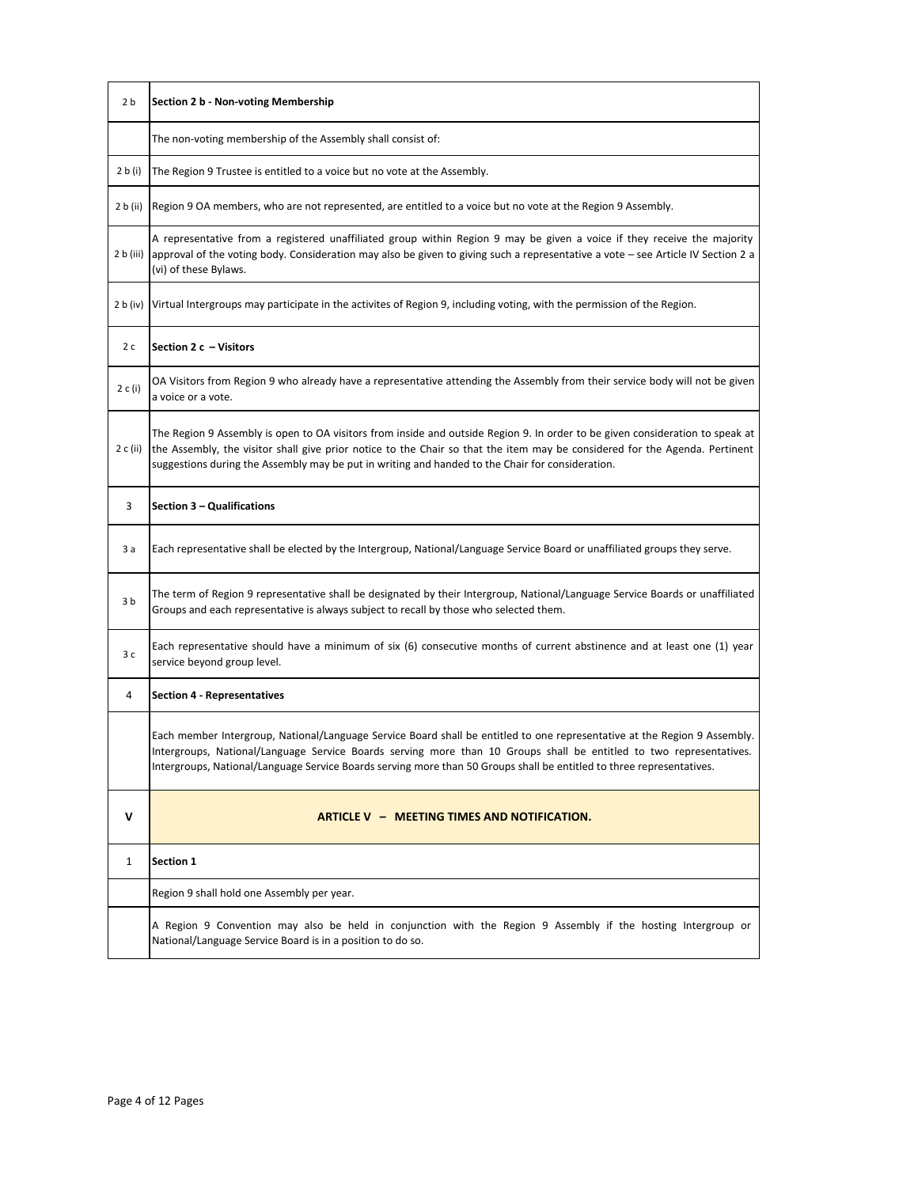| | |
|---|---|
| 2 b | **Section 2 b - Non-voting Membership** |
| | The non-voting membership of the Assembly shall consist of: |
| 2 b (i) | The Region 9 Trustee is entitled to a voice but no vote at the Assembly. |
| 2 b (ii) | Region 9 OA members, who are not represented, are entitled to a voice but no vote at the Region 9 Assembly. |
| 2 b (iii) | A representative from a registered unaffiliated group within Region 9 may be given a voice if they receive the majority approval of the voting body. Consideration may also be given to giving such a representative a vote – see Article IV Section 2 a (vi) of these Bylaws. |
| 2 b (iv) | Virtual Intergroups may participate in the activites of Region 9, including voting, with the permission of the Region. |
| 2 c | **Section 2 c – Visitors** |
| 2 c (i) | OA Visitors from Region 9 who already have a representative attending the Assembly from their service body will not be given a voice or a vote. |
| 2 c (ii) | The Region 9 Assembly is open to OA visitors from inside and outside Region 9. In order to be given consideration to speak at the Assembly, the visitor shall give prior notice to the Chair so that the item may be considered for the Agenda. Pertinent suggestions during the Assembly may be put in writing and handed to the Chair for consideration. |
| 3 | **Section 3 – Qualifications** |
| 3 a | Each representative shall be elected by the Intergroup, National/Language Service Board or unaffiliated groups they serve. |
| 3 b | The term of Region 9 representative shall be designated by their Intergroup, National/Language Service Boards or unaffiliated Groups and each representative is always subject to recall by those who selected them. |
| 3 c | Each representative should have a minimum of six (6) consecutive months of current abstinence and at least one (1) year service beyond group level. |
| 4 | **Section 4 - Representatives** |
| | Each member Intergroup, National/Language Service Board shall be entitled to one representative at the Region 9 Assembly. Intergroups, National/Language Service Boards serving more than 10 Groups shall be entitled to two representatives. Intergroups, National/Language Service Boards serving more than 50 Groups shall be entitled to three representatives. |
| **V** | **ARTICLE V – MEETING TIMES AND NOTIFICATION.** |
| 1 | **Section 1** |
| | Region 9 shall hold one Assembly per year. |
| | A Region 9 Convention may also be held in conjunction with the Region 9 Assembly if the hosting Intergroup or National/Language Service Board is in a position to do so. |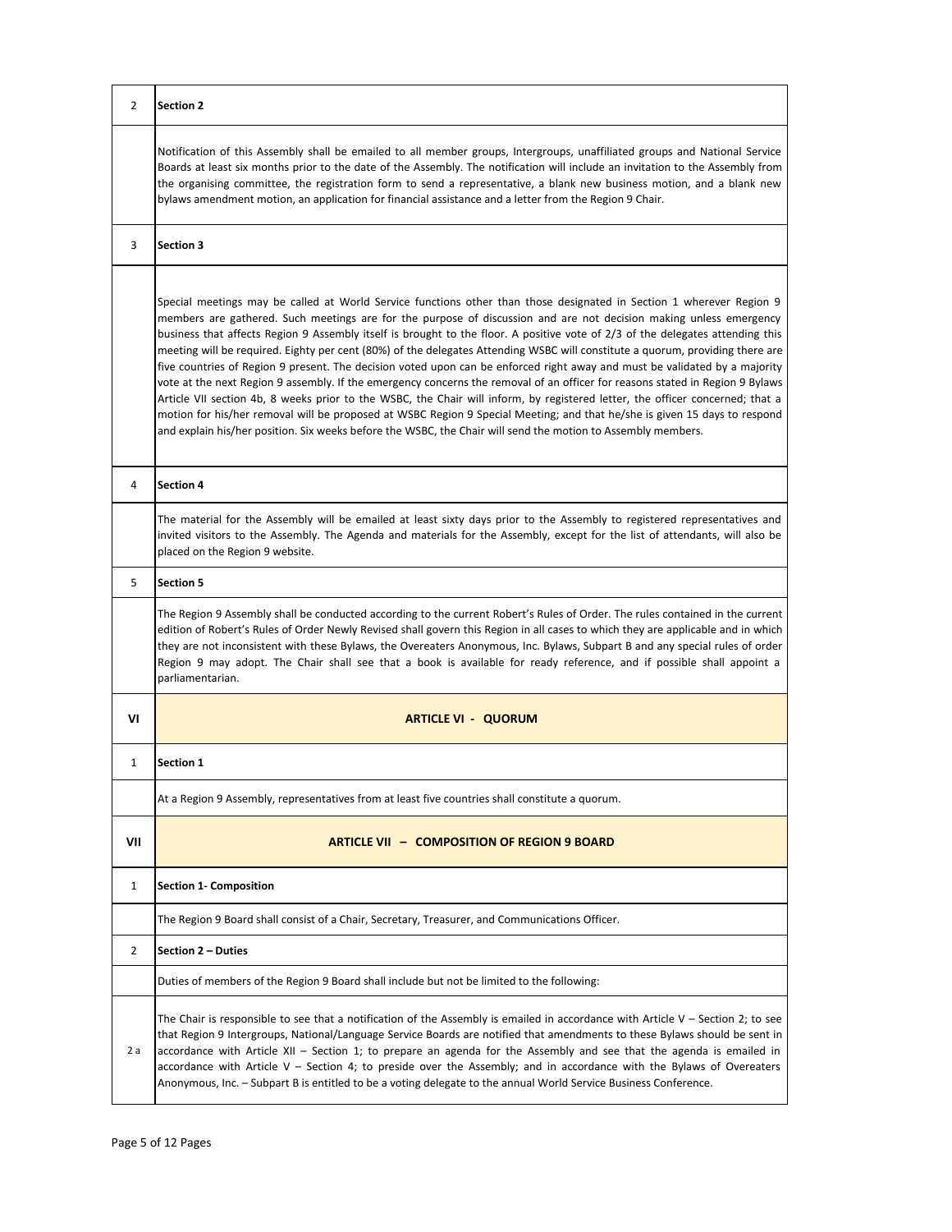| | |
|---|---|
| 2 | **Section 2** |
| | Notification of this Assembly shall be emailed to all member groups, Intergroups, unaffiliated groups and National Service Boards at least six months prior to the date of the Assembly. The notification will include an invitation to the Assembly from the organising committee, the registration form to send a representative, a blank new business motion, and a blank new bylaws amendment motion, an application for financial assistance and a letter from the Region 9 Chair. |
| 3 | **Section 3** |
| | Special meetings may be called at World Service functions other than those designated in Section 1 wherever Region 9 members are gathered. Such meetings are for the purpose of discussion and are not decision making unless emergency business that affects Region 9 Assembly itself is brought to the floor. A positive vote of 2/3 of the delegates attending this meeting will be required. Eighty per cent (80%) of the delegates Attending WSBC will constitute a quorum, providing there are five countries of Region 9 present. The decision voted upon can be enforced right away and must be validated by a majority vote at the next Region 9 assembly. If the emergency concerns the removal of an officer for reasons stated in Region 9 Bylaws Article VII section 4b, 8 weeks prior to the WSBC, the Chair will inform, by registered letter, the officer concerned; that a motion for his/her removal will be proposed at WSBC Region 9 Special Meeting; and that he/she is given 15 days to respond and explain his/her position. Six weeks before the WSBC, the Chair will send the motion to Assembly members. |
| 4 | **Section 4** |
| | The material for the Assembly will be emailed at least sixty days prior to the Assembly to registered representatives and invited visitors to the Assembly. The Agenda and materials for the Assembly, except for the list of attendants, will also be placed on the Region 9 website. |
| 5 | **Section 5** |
| | The Region 9 Assembly shall be conducted according to the current Robert's Rules of Order. The rules contained in the current edition of Robert's Rules of Order Newly Revised shall govern this Region in all cases to which they are applicable and in which they are not inconsistent with these Bylaws, the Overeaters Anonymous, Inc. Bylaws, Subpart B and any special rules of order Region 9 may adopt. The Chair shall see that a book is available for ready reference, and if possible shall appoint a parliamentarian. |
| **VI** | **ARTICLE VI - QUORUM** |
| 1 | **Section 1** |
| | At a Region 9 Assembly, representatives from at least five countries shall constitute a quorum. |
| **VII** | **ARTICLE VII – COMPOSITION OF REGION 9 BOARD** |
| 1 | **Section 1- Composition** |
| | The Region 9 Board shall consist of a Chair, Secretary, Treasurer, and Communications Officer. |
| 2 | **Section 2 – Duties** |
| | Duties of members of the Region 9 Board shall include but not be limited to the following: |
| 2 a | The Chair is responsible to see that a notification of the Assembly is emailed in accordance with Article V – Section 2; to see that Region 9 Intergroups, National/Language Service Boards are notified that amendments to these Bylaws should be sent in accordance with Article XII – Section 1; to prepare an agenda for the Assembly and see that the agenda is emailed in accordance with Article V – Section 4; to preside over the Assembly; and in accordance with the Bylaws of Overeaters Anonymous, Inc. – Subpart B is entitled to be a voting delegate to the annual World Service Business Conference. |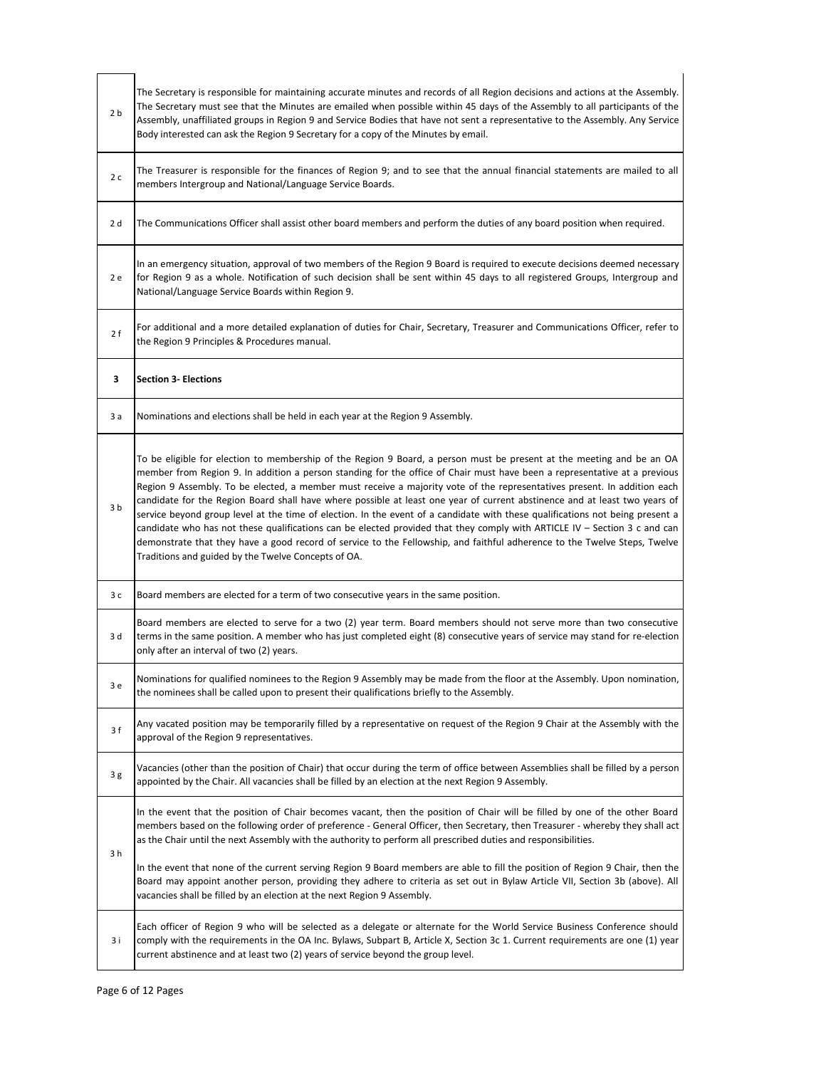| | |
|---|---|
| 2 b | The Secretary is responsible for maintaining accurate minutes and records of all Region decisions and actions at the Assembly. The Secretary must see that the Minutes are emailed when possible within 45 days of the Assembly to all participants of the Assembly, unaffiliated groups in Region 9 and Service Bodies that have not sent a representative to the Assembly. Any Service Body interested can ask the Region 9 Secretary for a copy of the Minutes by email. |
| 2 c | The Treasurer is responsible for the finances of Region 9; and to see that the annual financial statements are mailed to all members Intergroup and National/Language Service Boards. |
| 2 d | The Communications Officer shall assist other board members and perform the duties of any board position when required. |
| 2 e | In an emergency situation, approval of two members of the Region 9 Board is required to execute decisions deemed necessary for Region 9 as a whole. Notification of such decision shall be sent within 45 days to all registered Groups, Intergroup and National/Language Service Boards within Region 9. |
| 2 f | For additional and a more detailed explanation of duties for Chair, Secretary, Treasurer and Communications Officer, refer to the Region 9 Principles & Procedures manual. |
| **3** | **Section 3- Elections** |
| 3 a | Nominations and elections shall be held in each year at the Region 9 Assembly. |
| 3 b | To be eligible for election to membership of the Region 9 Board, a person must be present at the meeting and be an OA member from Region 9. In addition a person standing for the office of Chair must have been a representative at a previous Region 9 Assembly. To be elected, a member must receive a majority vote of the representatives present. In addition each candidate for the Region Board shall have where possible at least one year of current abstinence and at least two years of service beyond group level at the time of election. In the event of a candidate with these qualifications not being present a candidate who has not these qualifications can be elected provided that they comply with ARTICLE IV – Section 3 c and can demonstrate that they have a good record of service to the Fellowship, and faithful adherence to the Twelve Steps, Twelve Traditions and guided by the Twelve Concepts of OA. |
| 3 c | Board members are elected for a term of two consecutive years in the same position. |
| 3 d | Board members are elected to serve for a two (2) year term. Board members should not serve more than two consecutive terms in the same position. A member who has just completed eight (8) consecutive years of service may stand for re-election only after an interval of two (2) years. |
| 3 e | Nominations for qualified nominees to the Region 9 Assembly may be made from the floor at the Assembly. Upon nomination, the nominees shall be called upon to present their qualifications briefly to the Assembly. |
| 3 f | Any vacated position may be temporarily filled by a representative on request of the Region 9 Chair at the Assembly with the approval of the Region 9 representatives. |
| 3 g | Vacancies (other than the position of Chair) that occur during the term of office between Assemblies shall be filled by a person appointed by the Chair. All vacancies shall be filled by an election at the next Region 9 Assembly. |
| 3 h | In the event that the position of Chair becomes vacant, then the position of Chair will be filled by one of the other Board members based on the following order of preference - General Officer, then Secretary, then Treasurer - whereby they shall act as the Chair until the next Assembly with the authority to perform all prescribed duties and responsibilities.<br><br>In the event that none of the current serving Region 9 Board members are able to fill the position of Region 9 Chair, then the Board may appoint another person, providing they adhere to criteria as set out in Bylaw Article VII, Section 3b (above). All vacancies shall be filled by an election at the next Region 9 Assembly. |
| 3 i | Each officer of Region 9 who will be selected as a delegate or alternate for the World Service Business Conference should comply with the requirements in the OA Inc. Bylaws, Subpart B, Article X, Section 3c 1. Current requirements are one (1) year current abstinence and at least two (2) years of service beyond the group level. |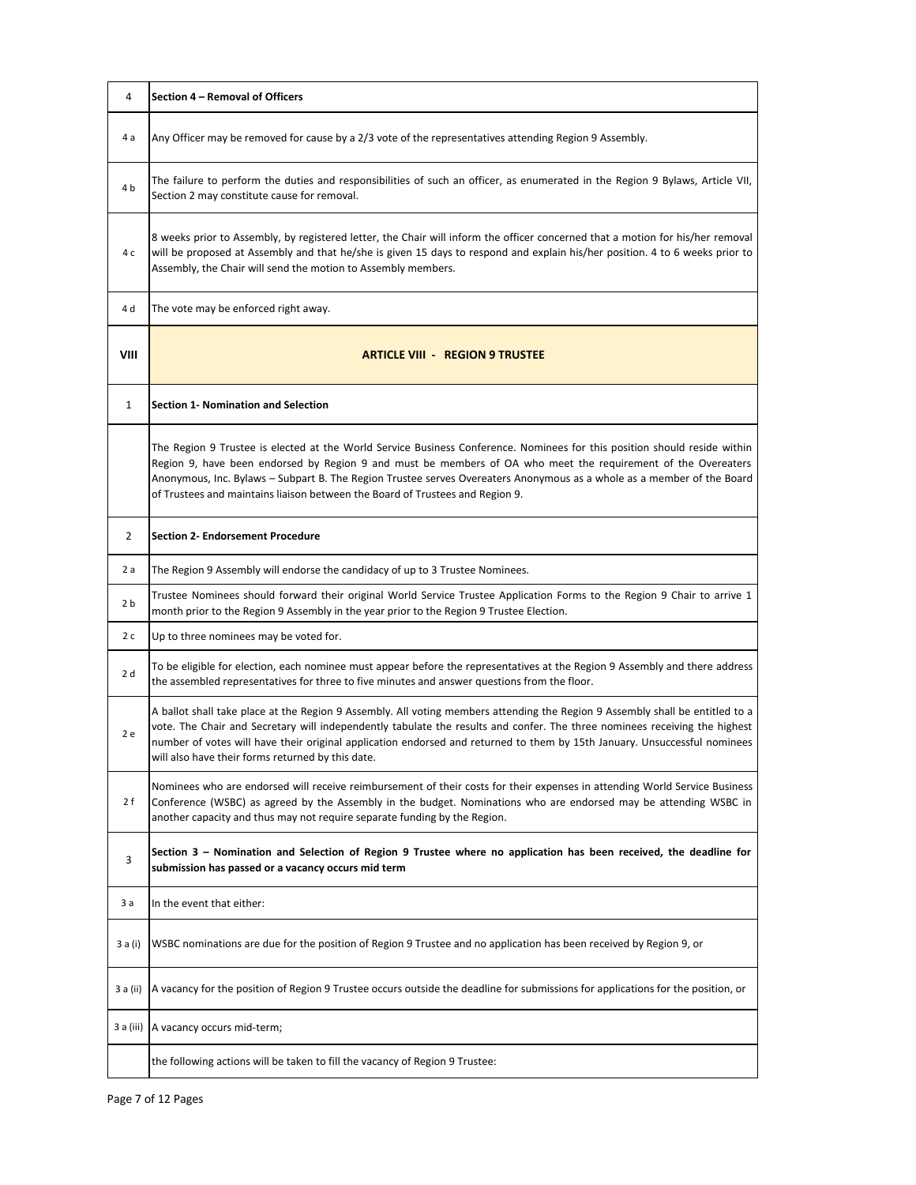| 4 | **Section 4 – Removal of Officers** |
|---|---|
| 4 a | Any Officer may be removed for cause by a 2/3 vote of the representatives attending Region 9 Assembly. |
| 4 b | The failure to perform the duties and responsibilities of such an officer, as enumerated in the Region 9 Bylaws, Article VII, Section 2 may constitute cause for removal. |
| 4 c | 8 weeks prior to Assembly, by registered letter, the Chair will inform the officer concerned that a motion for his/her removal will be proposed at Assembly and that he/she is given 15 days to respond and explain his/her position. 4 to 6 weeks prior to Assembly, the Chair will send the motion to Assembly members. |
| 4 d | The vote may be enforced right away. |
| **VIII** | **ARTICLE VIII - REGION 9 TRUSTEE** |
| 1 | **Section 1- Nomination and Selection** |
| | The Region 9 Trustee is elected at the World Service Business Conference. Nominees for this position should reside within Region 9, have been endorsed by Region 9 and must be members of OA who meet the requirement of the Overeaters Anonymous, Inc. Bylaws – Subpart B. The Region Trustee serves Overeaters Anonymous as a whole as a member of the Board of Trustees and maintains liaison between the Board of Trustees and Region 9. |
| 2 | **Section 2- Endorsement Procedure** |
| 2 a | The Region 9 Assembly will endorse the candidacy of up to 3 Trustee Nominees. |
| 2 b | Trustee Nominees should forward their original World Service Trustee Application Forms to the Region 9 Chair to arrive 1 month prior to the Region 9 Assembly in the year prior to the Region 9 Trustee Election. |
| 2 c | Up to three nominees may be voted for. |
| 2 d | To be eligible for election, each nominee must appear before the representatives at the Region 9 Assembly and there address the assembled representatives for three to five minutes and answer questions from the floor. |
| 2 e | A ballot shall take place at the Region 9 Assembly. All voting members attending the Region 9 Assembly shall be entitled to a vote. The Chair and Secretary will independently tabulate the results and confer. The three nominees receiving the highest number of votes will have their original application endorsed and returned to them by 15th January. Unsuccessful nominees will also have their forms returned by this date. |
| 2 f | Nominees who are endorsed will receive reimbursement of their costs for their expenses in attending World Service Business Conference (WSBC) as agreed by the Assembly in the budget. Nominations who are endorsed may be attending WSBC in another capacity and thus may not require separate funding by the Region. |
| 3 | **Section 3 – Nomination and Selection of Region 9 Trustee where no application has been received, the deadline for submission has passed or a vacancy occurs mid term** |
| 3 a | In the event that either: |
| 3 a (i) | WSBC nominations are due for the position of Region 9 Trustee and no application has been received by Region 9, or |
| 3 a (ii) | A vacancy for the position of Region 9 Trustee occurs outside the deadline for submissions for applications for the position, or |
| 3 a (iii) | A vacancy occurs mid-term; |
| | the following actions will be taken to fill the vacancy of Region 9 Trustee: |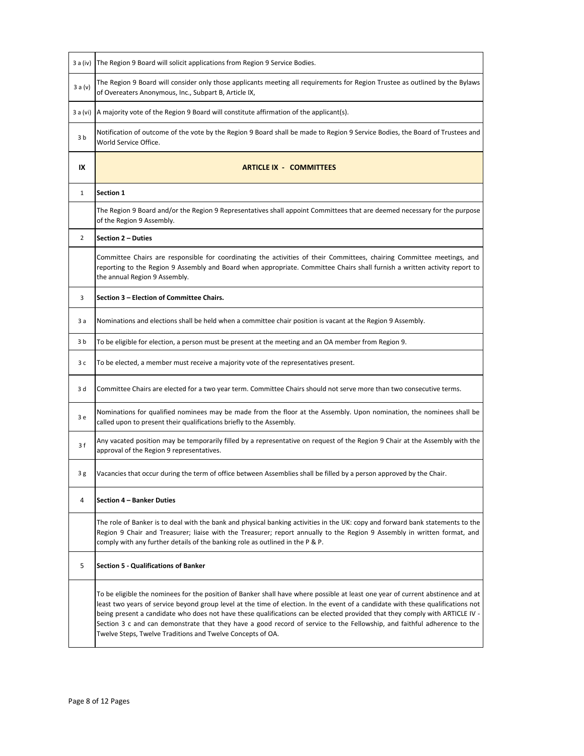| | |
|---|---|
| 3 a (iv) | The Region 9 Board will solicit applications from Region 9 Service Bodies. |
| 3 a (v) | The Region 9 Board will consider only those applicants meeting all requirements for Region Trustee as outlined by the Bylaws of Overeaters Anonymous, Inc., Subpart B, Article IX, |
| 3 a (vi) | A majority vote of the Region 9 Board will constitute affirmation of the applicant(s). |
| 3 b | Notification of outcome of the vote by the Region 9 Board shall be made to Region 9 Service Bodies, the Board of Trustees and World Service Office. |
| **IX** | **ARTICLE IX - COMMITTEES** |
| 1 | **Section 1** |
| | The Region 9 Board and/or the Region 9 Representatives shall appoint Committees that are deemed necessary for the purpose of the Region 9 Assembly. |
| 2 | **Section 2 – Duties** |
| | Committee Chairs are responsible for coordinating the activities of their Committees, chairing Committee meetings, and reporting to the Region 9 Assembly and Board when appropriate. Committee Chairs shall furnish a written activity report to the annual Region 9 Assembly. |
| 3 | **Section 3 – Election of Committee Chairs.** |
| 3 a | Nominations and elections shall be held when a committee chair position is vacant at the Region 9 Assembly. |
| 3 b | To be eligible for election, a person must be present at the meeting and an OA member from Region 9. |
| 3 c | To be elected, a member must receive a majority vote of the representatives present. |
| 3 d | Committee Chairs are elected for a two year term. Committee Chairs should not serve more than two consecutive terms. |
| 3 e | Nominations for qualified nominees may be made from the floor at the Assembly. Upon nomination, the nominees shall be called upon to present their qualifications briefly to the Assembly. |
| 3 f | Any vacated position may be temporarily filled by a representative on request of the Region 9 Chair at the Assembly with the approval of the Region 9 representatives. |
| 3 g | Vacancies that occur during the term of office between Assemblies shall be filled by a person approved by the Chair. |
| 4 | **Section 4 – Banker Duties** |
| | The role of Banker is to deal with the bank and physical banking activities in the UK: copy and forward bank statements to the Region 9 Chair and Treasurer; liaise with the Treasurer; report annually to the Region 9 Assembly in written format, and comply with any further details of the banking role as outlined in the P & P. |
| 5 | **Section 5 - Qualifications of Banker** |
| | To be eligible the nominees for the position of Banker shall have where possible at least one year of current abstinence and at least two years of service beyond group level at the time of election. In the event of a candidate with these qualifications not being present a candidate who does not have these qualifications can be elected provided that they comply with ARTICLE IV - Section 3 c and can demonstrate that they have a good record of service to the Fellowship, and faithful adherence to the Twelve Steps, Twelve Traditions and Twelve Concepts of OA. |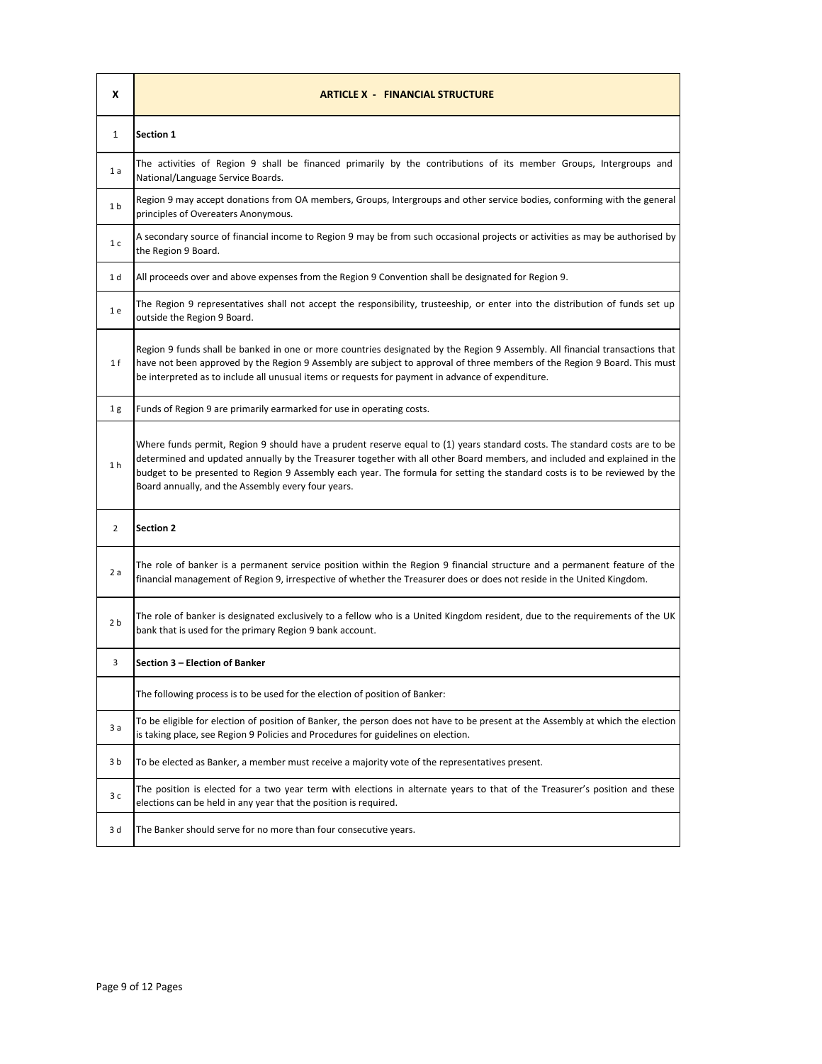| X | ARTICLE X - FINANCIAL STRUCTURE |
|---|---|
| 1 | **Section 1** |
| 1 a | The activities of Region 9 shall be financed primarily by the contributions of its member Groups, Intergroups and National/Language Service Boards. |
| 1 b | Region 9 may accept donations from OA members, Groups, Intergroups and other service bodies, conforming with the general principles of Overeaters Anonymous. |
| 1 c | A secondary source of financial income to Region 9 may be from such occasional projects or activities as may be authorised by the Region 9 Board. |
| 1 d | All proceeds over and above expenses from the Region 9 Convention shall be designated for Region 9. |
| 1 e | The Region 9 representatives shall not accept the responsibility, trusteeship, or enter into the distribution of funds set up outside the Region 9 Board. |
| 1 f | Region 9 funds shall be banked in one or more countries designated by the Region 9 Assembly. All financial transactions that have not been approved by the Region 9 Assembly are subject to approval of three members of the Region 9 Board. This must be interpreted as to include all unusual items or requests for payment in advance of expenditure. |
| 1 g | Funds of Region 9 are primarily earmarked for use in operating costs. |
| 1 h | Where funds permit, Region 9 should have a prudent reserve equal to (1) years standard costs. The standard costs are to be determined and updated annually by the Treasurer together with all other Board members, and included and explained in the budget to be presented to Region 9 Assembly each year. The formula for setting the standard costs is to be reviewed by the Board annually, and the Assembly every four years. |
| 2 | **Section 2** |
| 2 a | The role of banker is a permanent service position within the Region 9 financial structure and a permanent feature of the financial management of Region 9, irrespective of whether the Treasurer does or does not reside in the United Kingdom. |
| 2 b | The role of banker is designated exclusively to a fellow who is a United Kingdom resident, due to the requirements of the UK bank that is used for the primary Region 9 bank account. |
| 3 | **Section 3 – Election of Banker** |
| | The following process is to be used for the election of position of Banker: |
| 3 a | To be eligible for election of position of Banker, the person does not have to be present at the Assembly at which the election is taking place, see Region 9 Policies and Procedures for guidelines on election. |
| 3 b | To be elected as Banker, a member must receive a majority vote of the representatives present. |
| 3 c | The position is elected for a two year term with elections in alternate years to that of the Treasurer's position and these elections can be held in any year that the position is required. |
| 3 d | The Banker should serve for no more than four consecutive years. |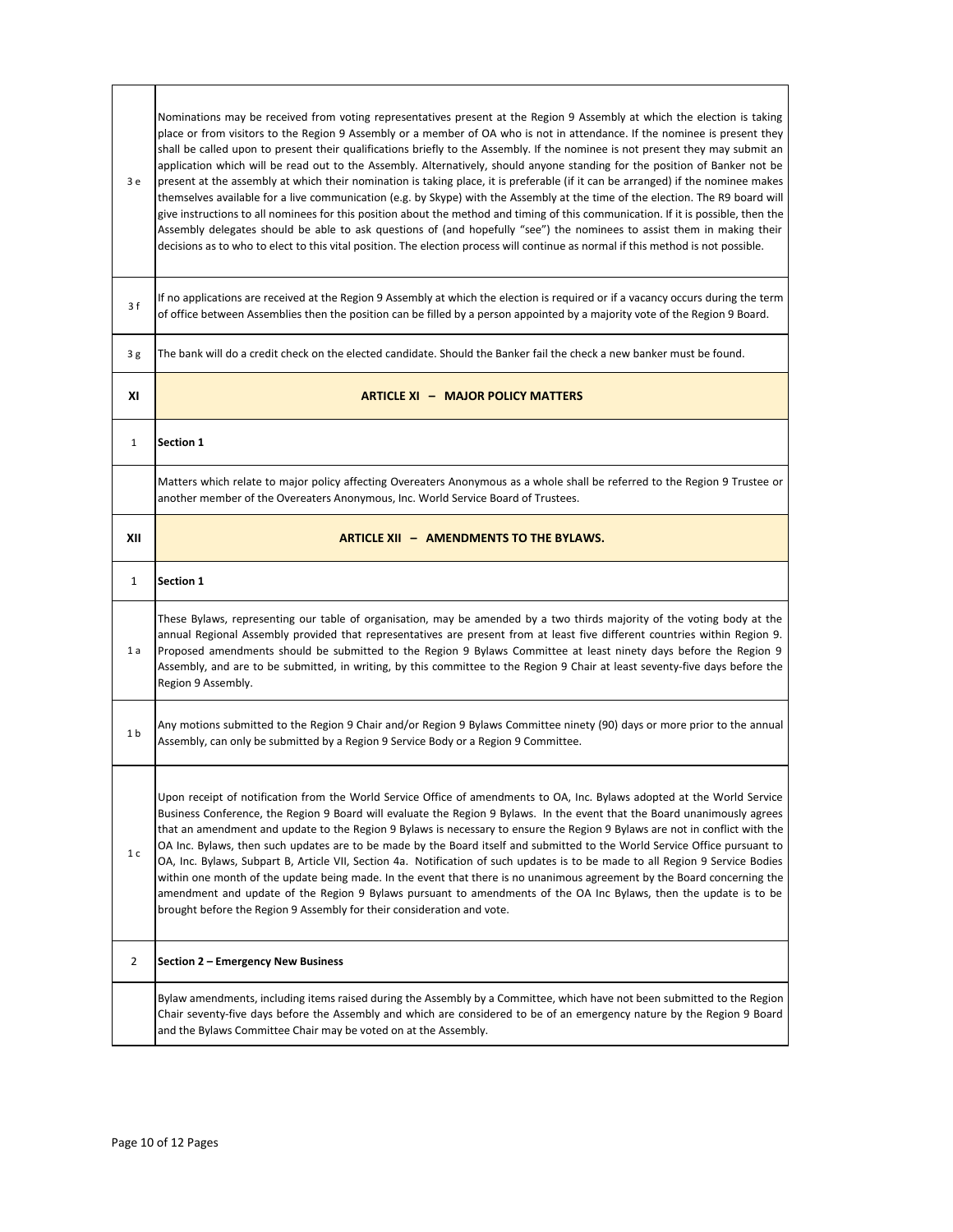| | |
|---|---|
| 3 e | Nominations may be received from voting representatives present at the Region 9 Assembly at which the election is taking place or from visitors to the Region 9 Assembly or a member of OA who is not in attendance. If the nominee is present they shall be called upon to present their qualifications briefly to the Assembly. If the nominee is not present they may submit an application which will be read out to the Assembly. Alternatively, should anyone standing for the position of Banker not be present at the assembly at which their nomination is taking place, it is preferable (if it can be arranged) if the nominee makes themselves available for a live communication (e.g. by Skype) with the Assembly at the time of the election. The R9 board will give instructions to all nominees for this position about the method and timing of this communication. If it is possible, then the Assembly delegates should be able to ask questions of (and hopefully "see") the nominees to assist them in making their decisions as to who to elect to this vital position. The election process will continue as normal if this method is not possible. |
| 3 f | If no applications are received at the Region 9 Assembly at which the election is required or if a vacancy occurs during the term of office between Assemblies then the position can be filled by a person appointed by a majority vote of the Region 9 Board. |
| 3 g | The bank will do a credit check on the elected candidate. Should the Banker fail the check a new banker must be found. |
| **XI** | **ARTICLE XI – MAJOR POLICY MATTERS** |
| 1 | **Section 1** |
| | Matters which relate to major policy affecting Overeaters Anonymous as a whole shall be referred to the Region 9 Trustee or another member of the Overeaters Anonymous, Inc. World Service Board of Trustees. |
| **XII** | **ARTICLE XII – AMENDMENTS TO THE BYLAWS.** |
| 1 | **Section 1** |
| 1 a | These Bylaws, representing our table of organisation, may be amended by a two thirds majority of the voting body at the annual Regional Assembly provided that representatives are present from at least five different countries within Region 9. Proposed amendments should be submitted to the Region 9 Bylaws Committee at least ninety days before the Region 9 Assembly, and are to be submitted, in writing, by this committee to the Region 9 Chair at least seventy-five days before the Region 9 Assembly. |
| 1 b | Any motions submitted to the Region 9 Chair and/or Region 9 Bylaws Committee ninety (90) days or more prior to the annual Assembly, can only be submitted by a Region 9 Service Body or a Region 9 Committee. |
| 1 c | Upon receipt of notification from the World Service Office of amendments to OA, Inc. Bylaws adopted at the World Service Business Conference, the Region 9 Board will evaluate the Region 9 Bylaws. In the event that the Board unanimously agrees that an amendment and update to the Region 9 Bylaws is necessary to ensure the Region 9 Bylaws are not in conflict with the OA Inc. Bylaws, then such updates are to be made by the Board itself and submitted to the World Service Office pursuant to OA, Inc. Bylaws, Subpart B, Article VII, Section 4a. Notification of such updates is to be made to all Region 9 Service Bodies within one month of the update being made. In the event that there is no unanimous agreement by the Board concerning the amendment and update of the Region 9 Bylaws pursuant to amendments of the OA Inc Bylaws, then the update is to be brought before the Region 9 Assembly for their consideration and vote. |
| 2 | **Section 2 – Emergency New Business** |
| | Bylaw amendments, including items raised during the Assembly by a Committee, which have not been submitted to the Region Chair seventy-five days before the Assembly and which are considered to be of an emergency nature by the Region 9 Board and the Bylaws Committee Chair may be voted on at the Assembly. |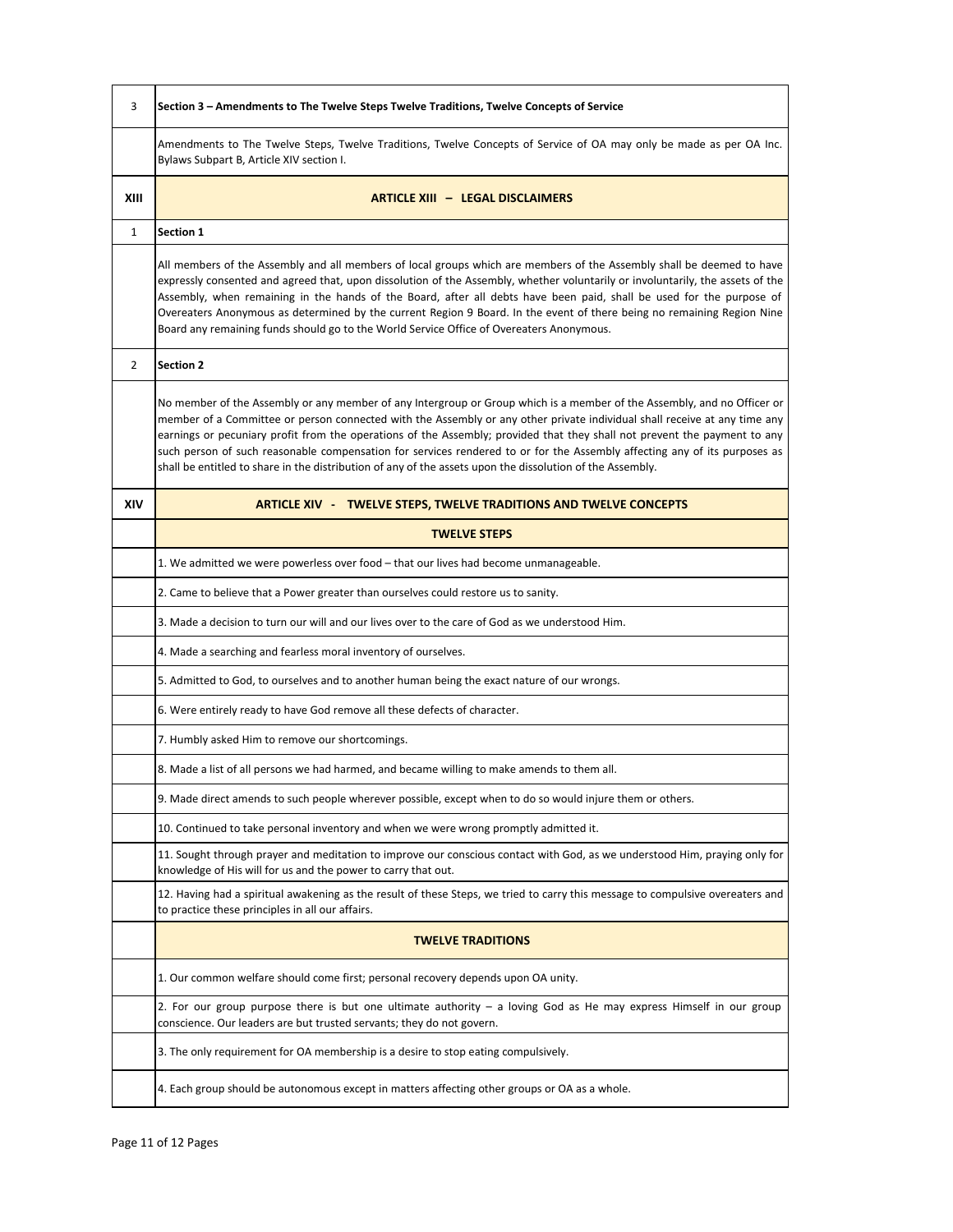| | |
|---|---|
| 3 | **Section 3 – Amendments to The Twelve Steps Twelve Traditions, Twelve Concepts of Service** |
| | Amendments to The Twelve Steps, Twelve Traditions, Twelve Concepts of Service of OA may only be made as per OA Inc. Bylaws Subpart B, Article XIV section I. |
| **XIII** | **ARTICLE XIII – LEGAL DISCLAIMERS** |
| 1 | **Section 1** |
| | All members of the Assembly and all members of local groups which are members of the Assembly shall be deemed to have expressly consented and agreed that, upon dissolution of the Assembly, whether voluntarily or involuntarily, the assets of the Assembly, when remaining in the hands of the Board, after all debts have been paid, shall be used for the purpose of Overeaters Anonymous as determined by the current Region 9 Board. In the event of there being no remaining Region Nine Board any remaining funds should go to the World Service Office of Overeaters Anonymous. |
| 2 | **Section 2** |
| | No member of the Assembly or any member of any Intergroup or Group which is a member of the Assembly, and no Officer or member of a Committee or person connected with the Assembly or any other private individual shall receive at any time any earnings or pecuniary profit from the operations of the Assembly; provided that they shall not prevent the payment to any such person of such reasonable compensation for services rendered to or for the Assembly affecting any of its purposes as shall be entitled to share in the distribution of any of the assets upon the dissolution of the Assembly. |
| **XIV** | **ARTICLE XIV - TWELVE STEPS, TWELVE TRADITIONS AND TWELVE CONCEPTS** |
| | **TWELVE STEPS** |
| | 1. We admitted we were powerless over food – that our lives had become unmanageable. |
| | 2. Came to believe that a Power greater than ourselves could restore us to sanity. |
| | 3. Made a decision to turn our will and our lives over to the care of God as we understood Him. |
| | 4. Made a searching and fearless moral inventory of ourselves. |
| | 5. Admitted to God, to ourselves and to another human being the exact nature of our wrongs. |
| | 6. Were entirely ready to have God remove all these defects of character. |
| | 7. Humbly asked Him to remove our shortcomings. |
| | 8. Made a list of all persons we had harmed, and became willing to make amends to them all. |
| | 9. Made direct amends to such people wherever possible, except when to do so would injure them or others. |
| | 10. Continued to take personal inventory and when we were wrong promptly admitted it. |
| | 11. Sought through prayer and meditation to improve our conscious contact with God, as we understood Him, praying only for knowledge of His will for us and the power to carry that out. |
| | 12. Having had a spiritual awakening as the result of these Steps, we tried to carry this message to compulsive overeaters and to practice these principles in all our affairs. |
| | **TWELVE TRADITIONS** |
| | 1. Our common welfare should come first; personal recovery depends upon OA unity. |
| | 2. For our group purpose there is but one ultimate authority – a loving God as He may express Himself in our group conscience. Our leaders are but trusted servants; they do not govern. |
| | 3. The only requirement for OA membership is a desire to stop eating compulsively. |
| | 4. Each group should be autonomous except in matters affecting other groups or OA as a whole. |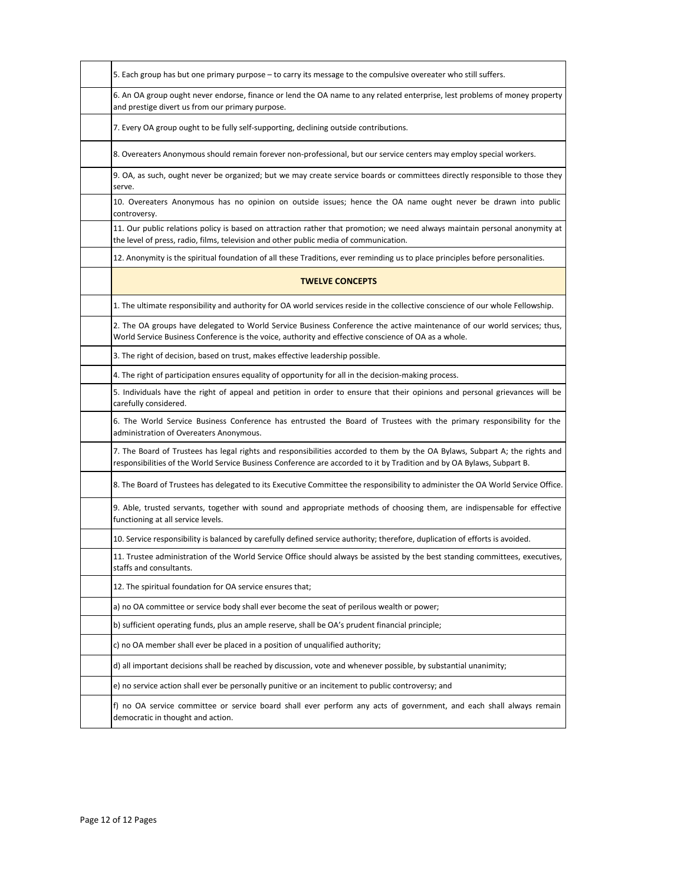| | |
|---|---|
| | 5. Each group has but one primary purpose – to carry its message to the compulsive overeater who still suffers. |
| | 6. An OA group ought never endorse, finance or lend the OA name to any related enterprise, lest problems of money property and prestige divert us from our primary purpose. |
| | 7. Every OA group ought to be fully self-supporting, declining outside contributions. |
| | 8. Overeaters Anonymous should remain forever non-professional, but our service centers may employ special workers. |
| | 9. OA, as such, ought never be organized; but we may create service boards or committees directly responsible to those they serve. |
| | 10. Overeaters Anonymous has no opinion on outside issues; hence the OA name ought never be drawn into public controversy. |
| | 11. Our public relations policy is based on attraction rather that promotion; we need always maintain personal anonymity at the level of press, radio, films, television and other public media of communication. |
| | 12. Anonymity is the spiritual foundation of all these Traditions, ever reminding us to place principles before personalities. |
| | **TWELVE CONCEPTS** |
| | 1. The ultimate responsibility and authority for OA world services reside in the collective conscience of our whole Fellowship. |
| | 2. The OA groups have delegated to World Service Business Conference the active maintenance of our world services; thus, World Service Business Conference is the voice, authority and effective conscience of OA as a whole. |
| | 3. The right of decision, based on trust, makes effective leadership possible. |
| | 4. The right of participation ensures equality of opportunity for all in the decision-making process. |
| | 5. Individuals have the right of appeal and petition in order to ensure that their opinions and personal grievances will be carefully considered. |
| | 6. The World Service Business Conference has entrusted the Board of Trustees with the primary responsibility for the administration of Overeaters Anonymous. |
| | 7. The Board of Trustees has legal rights and responsibilities accorded to them by the OA Bylaws, Subpart A; the rights and responsibilities of the World Service Business Conference are accorded to it by Tradition and by OA Bylaws, Subpart B. |
| | 8. The Board of Trustees has delegated to its Executive Committee the responsibility to administer the OA World Service Office. |
| | 9. Able, trusted servants, together with sound and appropriate methods of choosing them, are indispensable for effective functioning at all service levels. |
| | 10. Service responsibility is balanced by carefully defined service authority; therefore, duplication of efforts is avoided. |
| | 11. Trustee administration of the World Service Office should always be assisted by the best standing committees, executives, staffs and consultants. |
| | 12. The spiritual foundation for OA service ensures that; |
| | a) no OA committee or service body shall ever become the seat of perilous wealth or power; |
| | b) sufficient operating funds, plus an ample reserve, shall be OA's prudent financial principle; |
| | c) no OA member shall ever be placed in a position of unqualified authority; |
| | d) all important decisions shall be reached by discussion, vote and whenever possible, by substantial unanimity; |
| | e) no service action shall ever be personally punitive or an incitement to public controversy; and |
| | f) no OA service committee or service board shall ever perform any acts of government, and each shall always remain democratic in thought and action. |